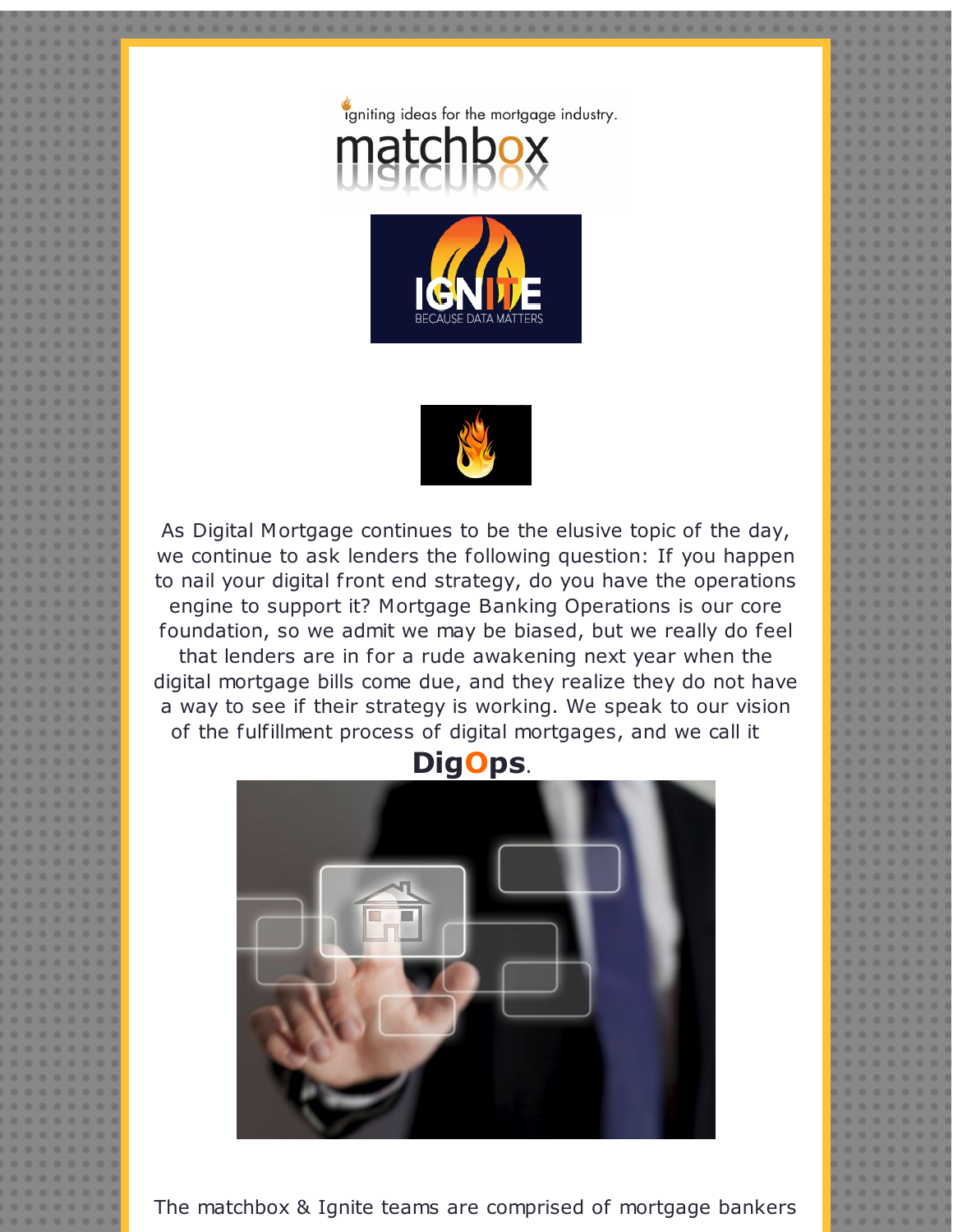igniting ideas for the mortgage industry.

matchbox

IGNITE

BECAUSE DATA MATTERS

As Digital Mortgage continues to be the elusive topic of the day, we continue to ask lenders the following question: If you happen to nail your digital front end strategy, do you have the operations engine to support it? Mortgage Banking Operations is our core foundation, so we admit we may be biased, but we really do feel that lenders are in for a rude awakening next year when the digital mortgage bills come due, and they realize they do not have a way to see if their strategy is working. We speak to our vision of the fulfillment process of digital mortgages, and we call it **DigOps**.

The matchbox & Ignite teams are comprised of mortgage bankers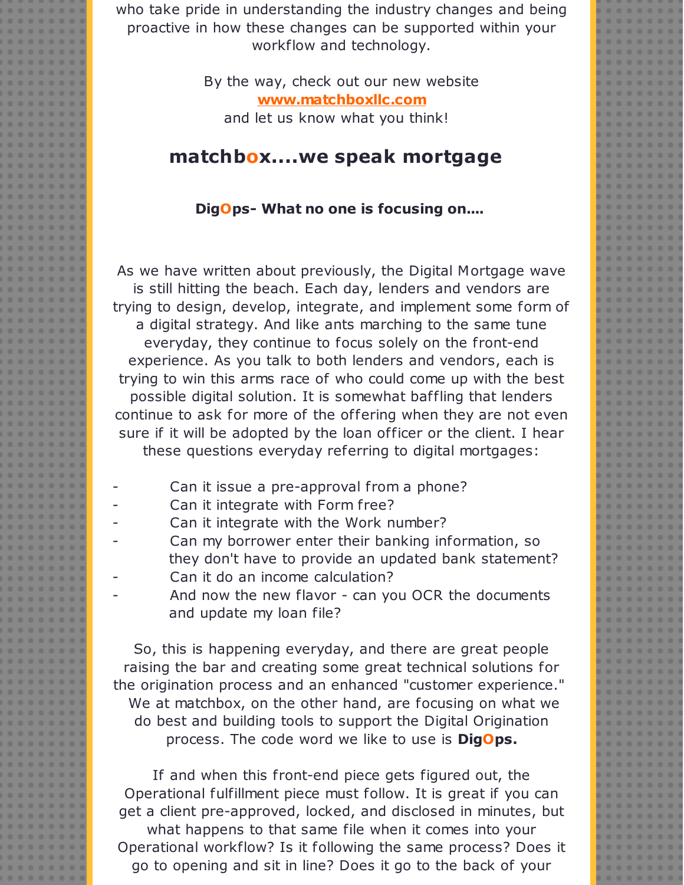who take pride in understanding the industry changes and being proactive in how these changes can be supported within your workflow and technology.

By the way, check out our new website **www.matchboxllc.com** and let us know what you think!

## matchbox....we speak mortgage

**DigOps- What no one is focusing on....**

As we have written about previously, the Digital Mortgage wave is still hitting the beach. Each day, lenders and vendors are trying to design, develop, integrate, and implement some form of a digital strategy. And like ants marching to the same tune everyday, they continue to focus solely on the front-end experience. As you talk to both lenders and vendors, each is trying to win this arms race of who could come up with the best possible digital solution. It is somewhat baffling that lenders continue to ask for more of the offering when they are not even sure if it will be adopted by the loan officer or the client. I hear these questions everyday referring to digital mortgages:

- Can it issue a pre-approval from a phone?
- Can it integrate with Form free?
- Can it integrate with the Work number?
- Can my borrower enter their banking information, so they don't have to provide an updated bank statement?
- Can it do an income calculation?
- And now the new flavor - can you OCR the documents and update my loan file?

So, this is happening everyday, and there are great people raising the bar and creating some great technical solutions for the origination process and an enhanced "customer experience." We at matchbox, on the other hand, are focusing on what we do best and building tools to support the Digital Origination process. The code word we like to use is **DigOps.**

If and when this front-end piece gets figured out, the Operational fulfillment piece must follow. It is great if you can get a client pre-approved, locked, and disclosed in minutes, but what happens to that same file when it comes into your Operational workflow? Is it following the same process? Does it go to opening and sit in line? Does it go to the back of your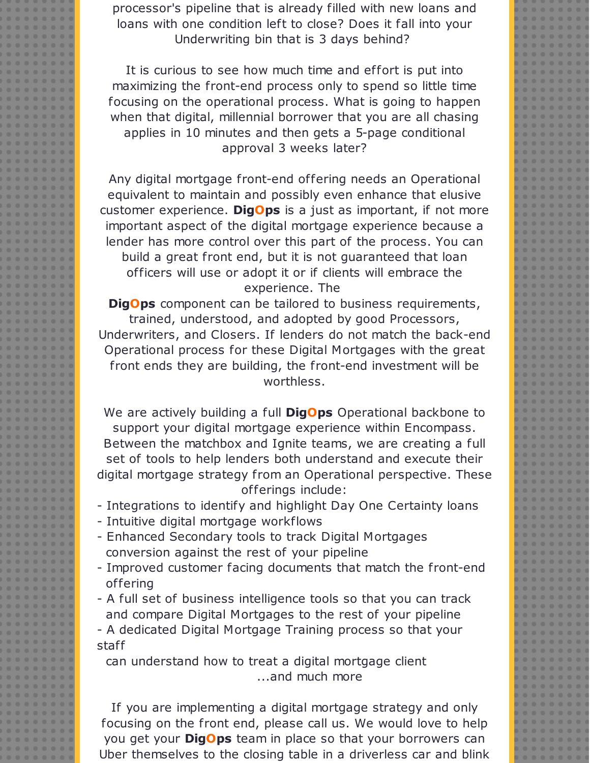processor's pipeline that is already filled with new loans and loans with one condition left to close? Does it fall into your Underwriting bin that is 3 days behind?

It is curious to see how much time and effort is put into maximizing the front-end process only to spend so little time focusing on the operational process. What is going to happen when that digital, millennial borrower that you are all chasing applies in 10 minutes and then gets a 5-page conditional approval 3 weeks later?

Any digital mortgage front-end offering needs an Operational equivalent to maintain and possibly even enhance that elusive customer experience. **DigOps** is a just as important, if not more important aspect of the digital mortgage experience because a lender has more control over this part of the process. You can build a great front end, but it is not guaranteed that loan officers will use or adopt it or if clients will embrace the experience. The **DigOps** component can be tailored to business requirements, trained, understood, and adopted by good Processors, Underwriters, and Closers. If lenders do not match the back-end Operational process for these Digital Mortgages with the great front ends they are building, the front-end investment will be worthless.

We are actively building a full **DigOps** Operational backbone to support your digital mortgage experience within Encompass. Between the matchbox and Ignite teams, we are creating a full set of tools to help lenders both understand and execute their digital mortgage strategy from an Operational perspective. These offerings include:

- Integrations to identify and highlight Day One Certainty loans
- Intuitive digital mortgage workflows
- Enhanced Secondary tools to track Digital Mortgages conversion against the rest of your pipeline
- Improved customer facing documents that match the front-end offering
- A full set of business intelligence tools so that you can track and compare Digital Mortgages to the rest of your pipeline
- A dedicated Digital Mortgage Training process so that your staff can understand how to treat a digital mortgage client

...and much more

If you are implementing a digital mortgage strategy and only focusing on the front end, please call us. We would love to help you get your **DigOps** team in place so that your borrowers can Uber themselves to the closing table in a driverless car and blink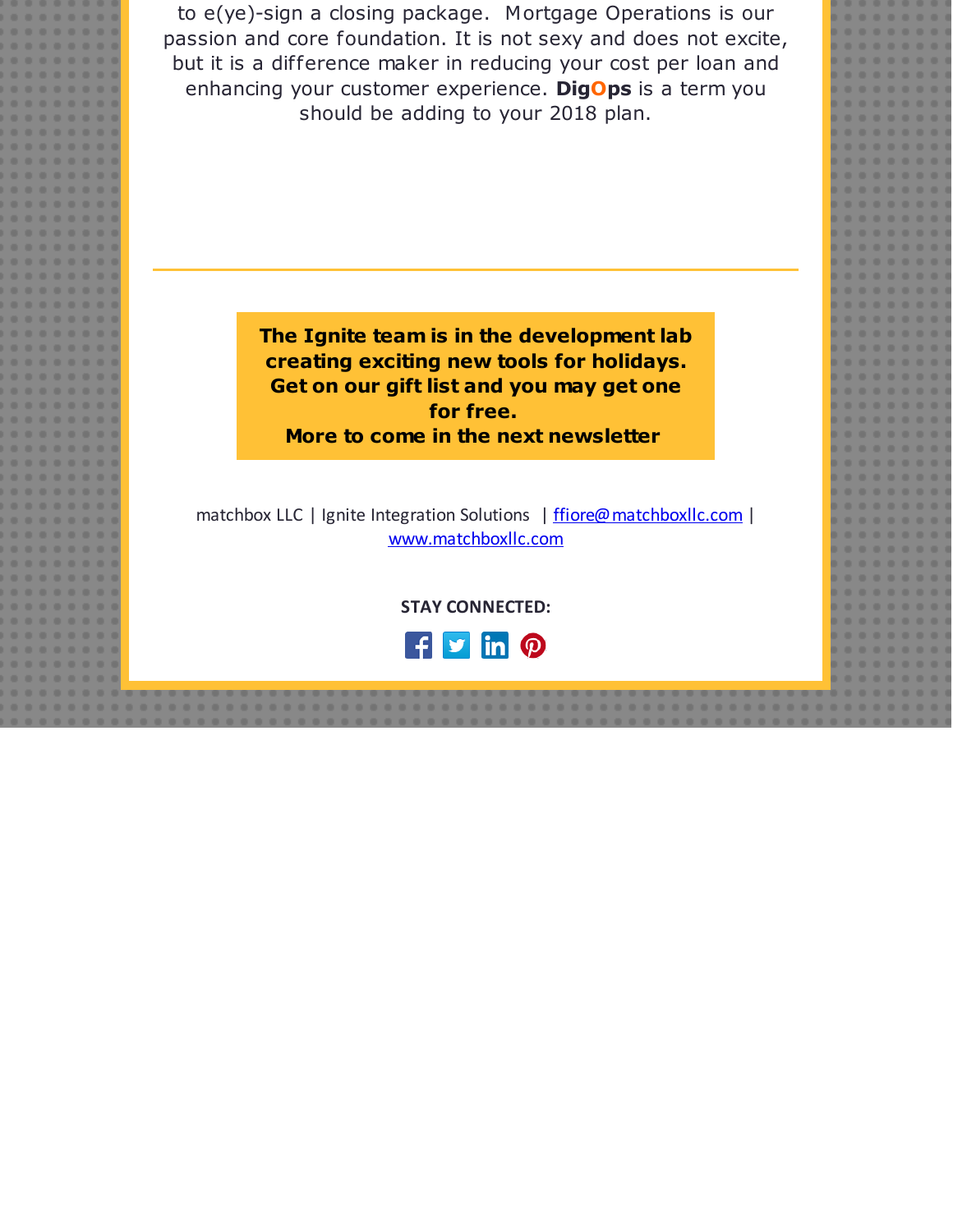to e(ye)-sign a closing package. Mortgage Operations is our passion and core foundation. It is not sexy and does not excite, but it is a difference maker in reducing your cost per loan and enhancing your customer experience. **DigOps** is a term you should be adding to your 2018 plan.

---

**The Ignite team is in the development lab creating exciting new tools for holidays. Get on our gift list and you may get one for free.**
**More to come in the next newsletter**

matchbox LLC | Ignite Integration Solutions | ffiore@matchboxllc.com | www.matchboxllc.com

**STAY CONNECTED:**